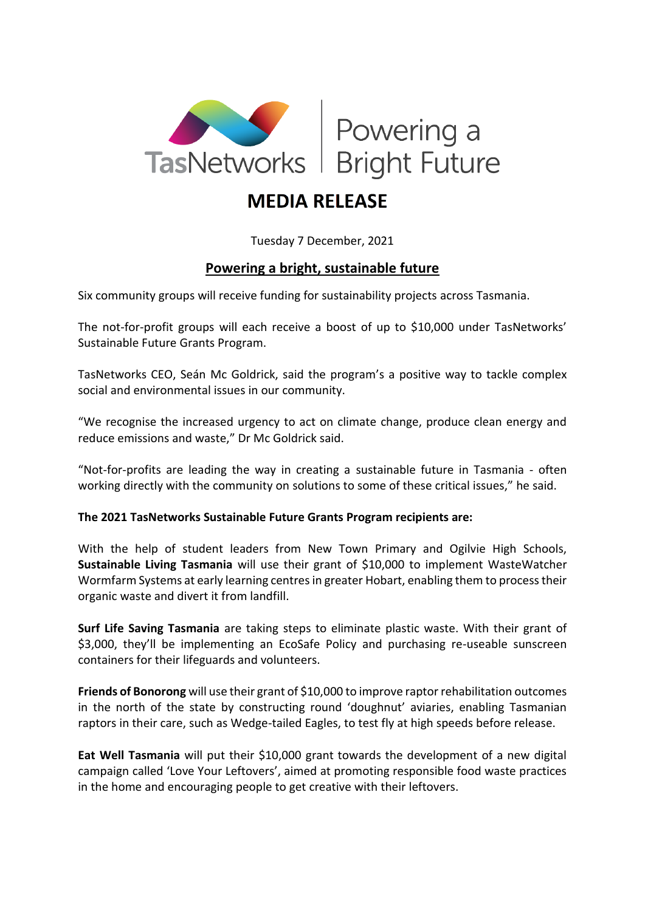TasNetworks | Powering a Bright Future

# MEDIA RELEASE

Tuesday 7 December, 2021

## Powering a bright, sustainable future

Six community groups will receive funding for sustainability projects across Tasmania.

The not-for-profit groups will each receive a boost of up to $10,000 under TasNetworks' Sustainable Future Grants Program.

TasNetworks CEO, Seán Mc Goldrick, said the program's a positive way to tackle complex social and environmental issues in our community.

"We recognise the increased urgency to act on climate change, produce clean energy and reduce emissions and waste," Dr Mc Goldrick said.

"Not-for-profits are leading the way in creating a sustainable future in Tasmania - often working directly with the community on solutions to some of these critical issues," he said.

**The 2021 TasNetworks Sustainable Future Grants Program recipients are:**

With the help of student leaders from New Town Primary and Ogilvie High Schools, **Sustainable Living Tasmania** will use their grant of $10,000 to implement WasteWatcher Wormfarm Systems at early learning centres in greater Hobart, enabling them to process their organic waste and divert it from landfill.

**Surf Life Saving Tasmania** are taking steps to eliminate plastic waste. With their grant of $3,000, they'll be implementing an EcoSafe Policy and purchasing re-useable sunscreen containers for their lifeguards and volunteers.

**Friends of Bonorong** will use their grant of $10,000 to improve raptor rehabilitation outcomes in the north of the state by constructing round 'doughnut' aviaries, enabling Tasmanian raptors in their care, such as Wedge-tailed Eagles, to test fly at high speeds before release.

**Eat Well Tasmania** will put their $10,000 grant towards the development of a new digital campaign called 'Love Your Leftovers', aimed at promoting responsible food waste practices in the home and encouraging people to get creative with their leftovers.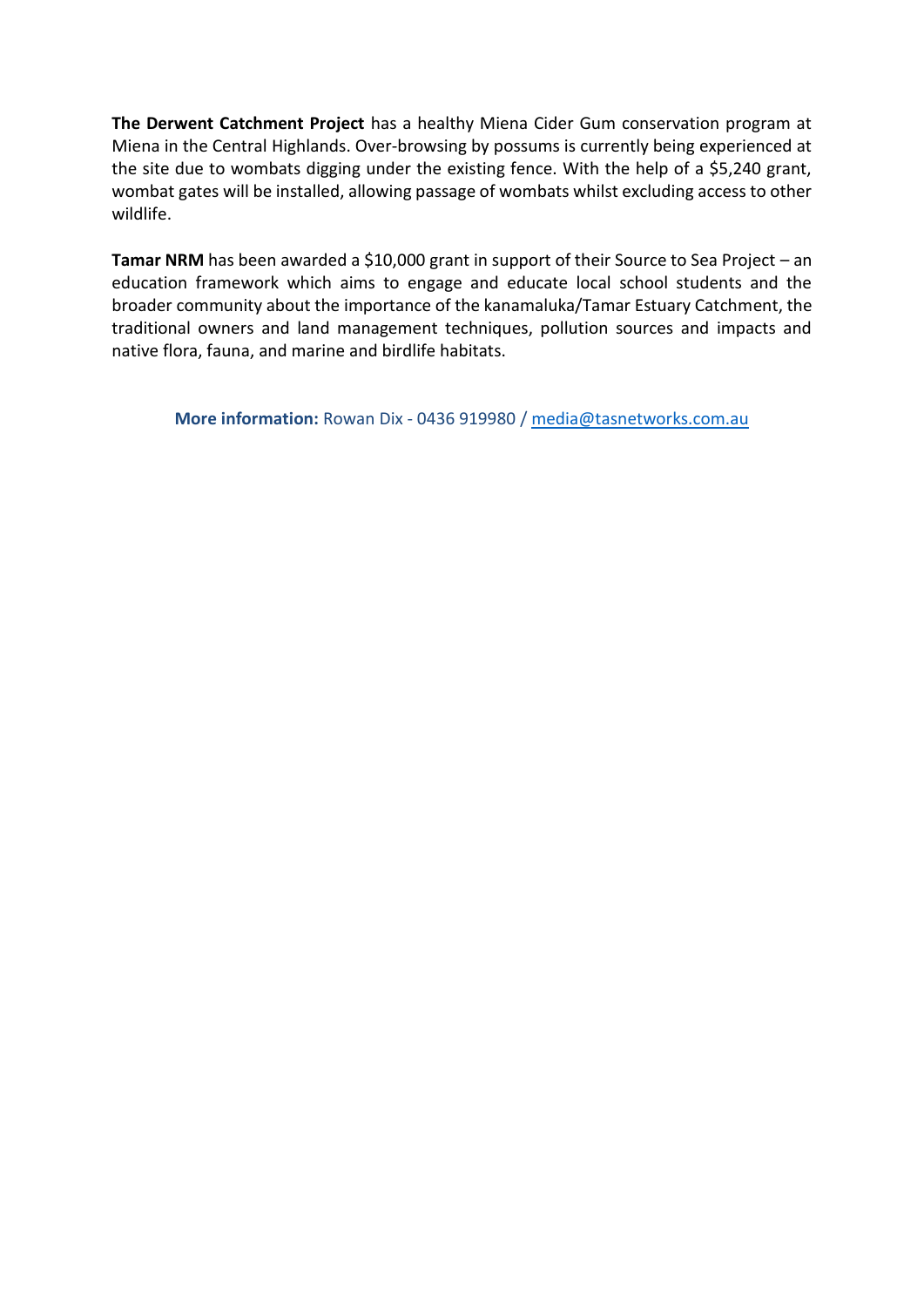**The Derwent Catchment Project** has a healthy Miena Cider Gum conservation program at Miena in the Central Highlands. Over-browsing by possums is currently being experienced at the site due to wombats digging under the existing fence. With the help of a $5,240 grant, wombat gates will be installed, allowing passage of wombats whilst excluding access to other wildlife.

**Tamar NRM** has been awarded a $10,000 grant in support of their Source to Sea Project – an education framework which aims to engage and educate local school students and the broader community about the importance of the kanamaluka/Tamar Estuary Catchment, the traditional owners and land management techniques, pollution sources and impacts and native flora, fauna, and marine and birdlife habitats.

**More information:** Rowan Dix - 0436 919980 / media@tasnetworks.com.au